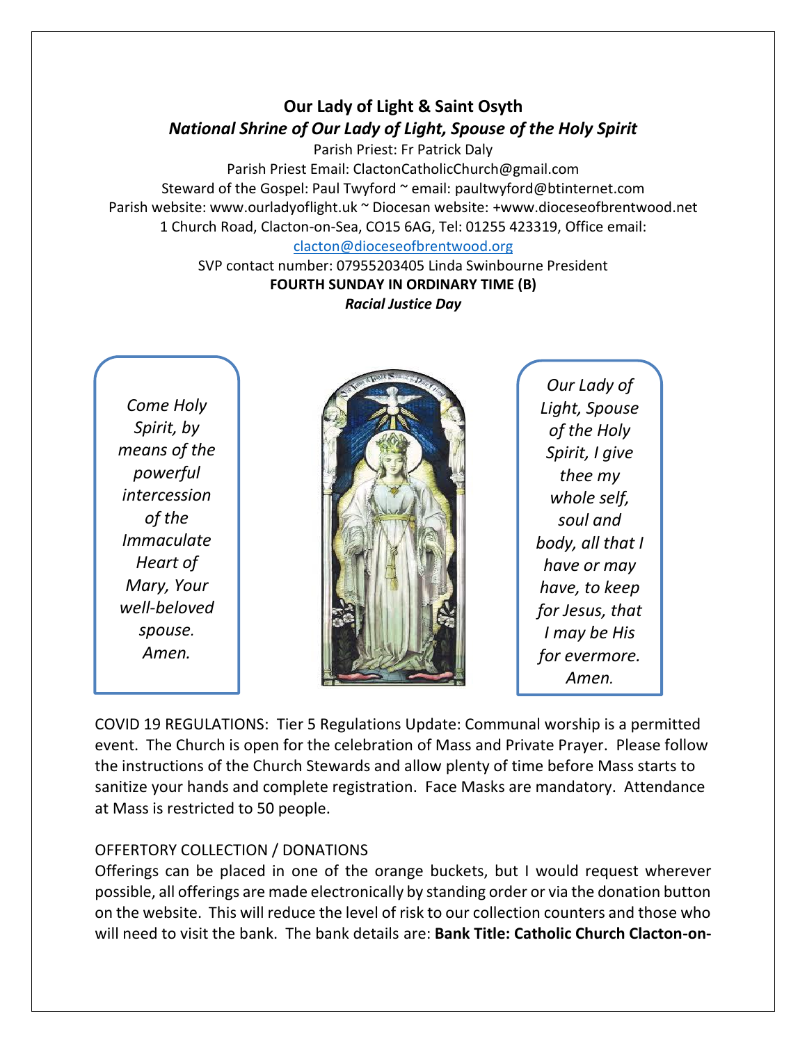# Our Lady of Light & Saint Osyth

## *National Shrine of Our Lady of Light, Spouse of the Holy Spirit*

Parish Priest: Fr Patrick Daly
Parish Priest Email: ClactonCatholicChurch@gmail.com
Steward of the Gospel: Paul Twyford ~ email: paultwyford@btinternet.com
Parish website: www.ourladyoflight.uk ~ Diocesan website: +www.dioceseofbrentwood.net
1 Church Road, Clacton-on-Sea, CO15 6AG, Tel: 01255 423319, Office email: clacton@dioceseofbrentwood.org
SVP contact number: 07955203405 Linda Swinbourne President

**FOURTH SUNDAY IN ORDINARY TIME (B)**

***Racial Justice Day***

*Come Holy Spirit, by means of the powerful intercession of the Immaculate Heart of Mary, Your well-beloved spouse. Amen.*

*Our Lady of Light, Spouse of the Holy Spirit, I give thee my whole self, soul and body, all that I have or may have, to keep for Jesus, that I may be His for evermore. Amen.*

COVID 19 REGULATIONS: Tier 5 Regulations Update: Communal worship is a permitted event. The Church is open for the celebration of Mass and Private Prayer. Please follow the instructions of the Church Stewards and allow plenty of time before Mass starts to sanitize your hands and complete registration. Face Masks are mandatory. Attendance at Mass is restricted to 50 people.

OFFERTORY COLLECTION / DONATIONS

Offerings can be placed in one of the orange buckets, but I would request wherever possible, all offerings are made electronically by standing order or via the donation button on the website. This will reduce the level of risk to our collection counters and those who will need to visit the bank. The bank details are: **Bank Title: Catholic Church Clacton-on-**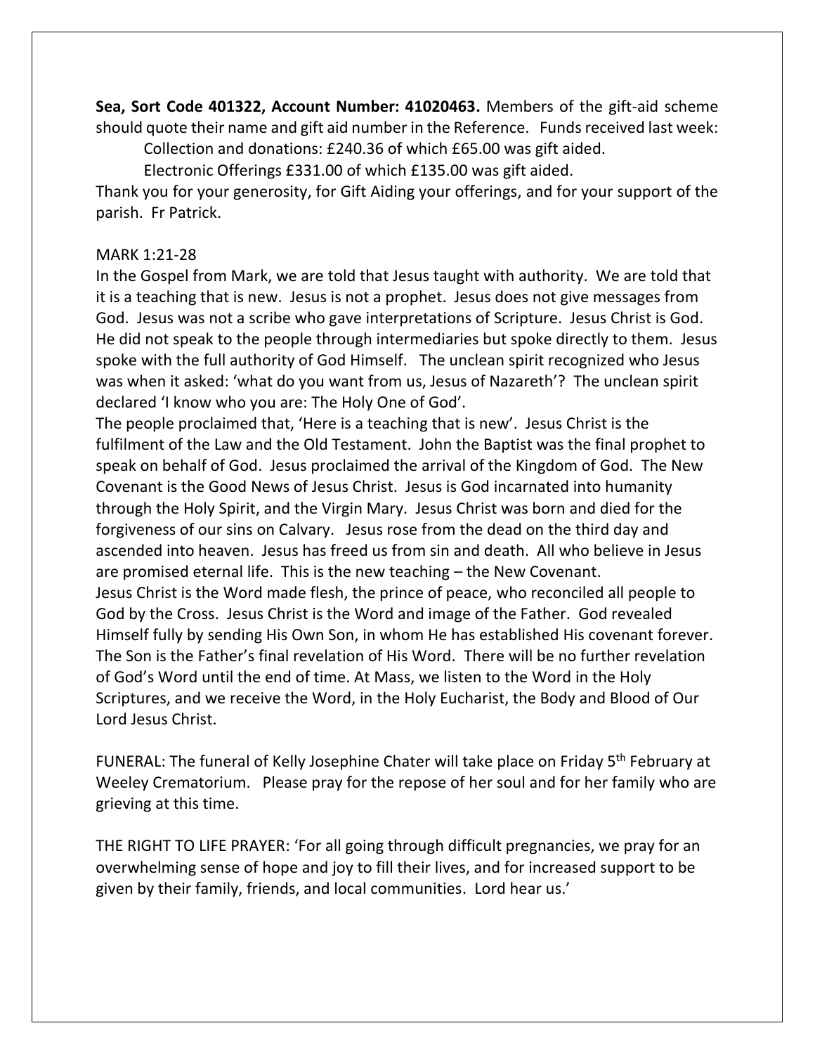**Sea, Sort Code 401322, Account Number: 41020463.** Members of the gift-aid scheme should quote their name and gift aid number in the Reference. Funds received last week:

Collection and donations: £240.36 of which £65.00 was gift aided.

Electronic Offerings £331.00 of which £135.00 was gift aided.

Thank you for your generosity, for Gift Aiding your offerings, and for your support of the parish. Fr Patrick.

MARK 1:21-28

In the Gospel from Mark, we are told that Jesus taught with authority. We are told that it is a teaching that is new. Jesus is not a prophet. Jesus does not give messages from God. Jesus was not a scribe who gave interpretations of Scripture. Jesus Christ is God. He did not speak to the people through intermediaries but spoke directly to them. Jesus spoke with the full authority of God Himself. The unclean spirit recognized who Jesus was when it asked: 'what do you want from us, Jesus of Nazareth'? The unclean spirit declared 'I know who you are: The Holy One of God'.

The people proclaimed that, 'Here is a teaching that is new'. Jesus Christ is the fulfilment of the Law and the Old Testament. John the Baptist was the final prophet to speak on behalf of God. Jesus proclaimed the arrival of the Kingdom of God. The New Covenant is the Good News of Jesus Christ. Jesus is God incarnated into humanity through the Holy Spirit, and the Virgin Mary. Jesus Christ was born and died for the forgiveness of our sins on Calvary. Jesus rose from the dead on the third day and ascended into heaven. Jesus has freed us from sin and death. All who believe in Jesus are promised eternal life. This is the new teaching – the New Covenant.

Jesus Christ is the Word made flesh, the prince of peace, who reconciled all people to God by the Cross. Jesus Christ is the Word and image of the Father. God revealed Himself fully by sending His Own Son, in whom He has established His covenant forever. The Son is the Father's final revelation of His Word. There will be no further revelation of God's Word until the end of time. At Mass, we listen to the Word in the Holy Scriptures, and we receive the Word, in the Holy Eucharist, the Body and Blood of Our Lord Jesus Christ.

FUNERAL: The funeral of Kelly Josephine Chater will take place on Friday 5th February at Weeley Crematorium. Please pray for the repose of her soul and for her family who are grieving at this time.

THE RIGHT TO LIFE PRAYER: 'For all going through difficult pregnancies, we pray for an overwhelming sense of hope and joy to fill their lives, and for increased support to be given by their family, friends, and local communities. Lord hear us.'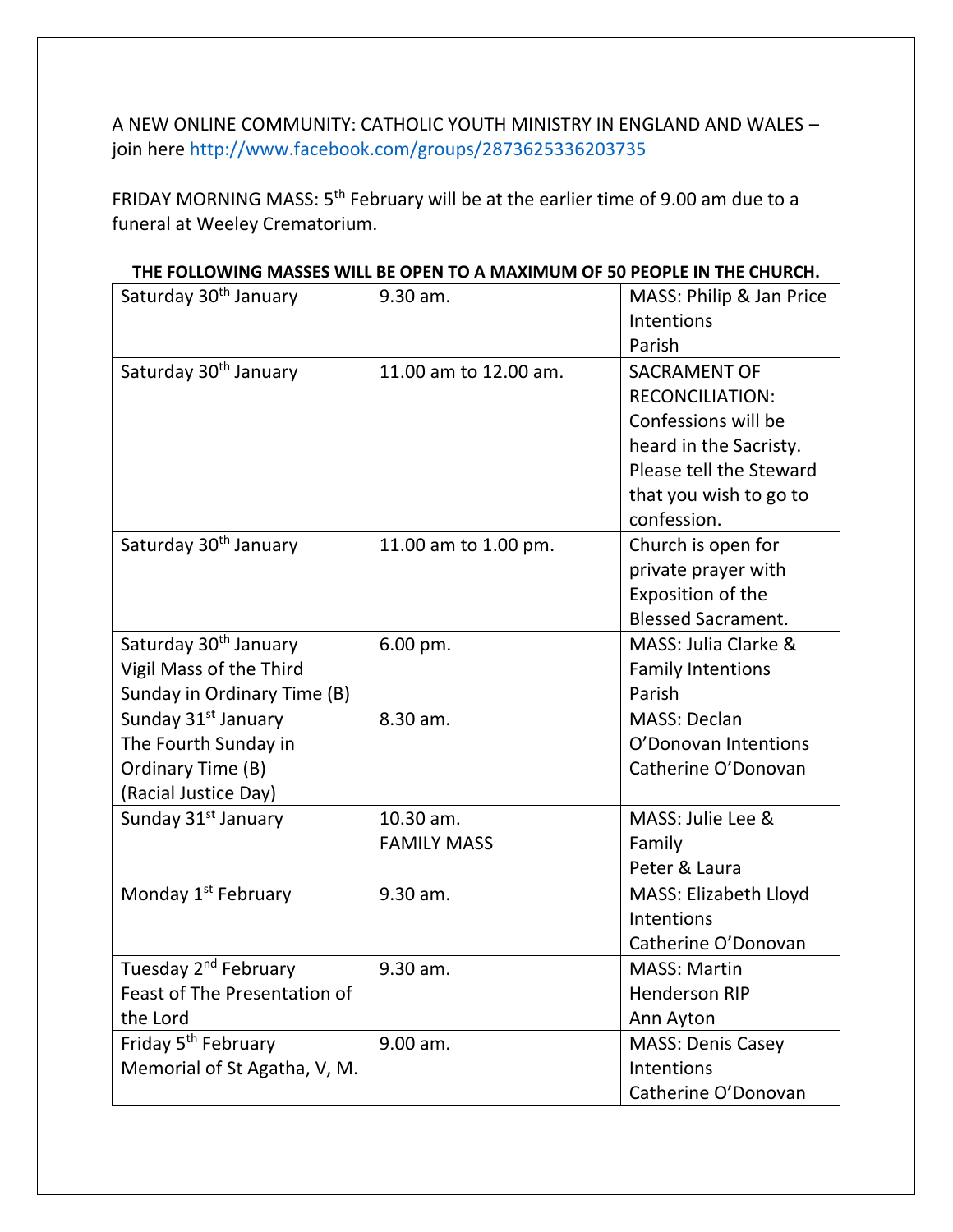A NEW ONLINE COMMUNITY: CATHOLIC YOUTH MINISTRY IN ENGLAND AND WALES – join here http://www.facebook.com/groups/2873625336203735

FRIDAY MORNING MASS: 5th February will be at the earlier time of 9.00 am due to a funeral at Weeley Crematorium.

**THE FOLLOWING MASSES WILL BE OPEN TO A MAXIMUM OF 50 PEOPLE IN THE CHURCH.**

| | | |
|---|---|---|
| Saturday 30th January | 9.30 am. | MASS: Philip & Jan Price Intentions<br>Parish |
| Saturday 30th January | 11.00 am to 12.00 am. | SACRAMENT OF RECONCILIATION: Confessions will be heard in the Sacristy. Please tell the Steward that you wish to go to confession. |
| Saturday 30th January | 11.00 am to 1.00 pm. | Church is open for private prayer with Exposition of the Blessed Sacrament. |
| Saturday 30th January<br>Vigil Mass of the Third Sunday in Ordinary Time (B) | 6.00 pm. | MASS: Julia Clarke & Family Intentions<br>Parish |
| Sunday 31st January<br>The Fourth Sunday in Ordinary Time (B)<br>(Racial Justice Day) | 8.30 am. | MASS: Declan O'Donovan Intentions<br>Catherine O'Donovan |
| Sunday 31st January | 10.30 am.<br>FAMILY MASS | MASS: Julie Lee & Family<br>Peter & Laura |
| Monday 1st February | 9.30 am. | MASS: Elizabeth Lloyd Intentions<br>Catherine O'Donovan |
| Tuesday 2nd February<br>Feast of The Presentation of the Lord | 9.30 am. | MASS: Martin Henderson RIP<br>Ann Ayton |
| Friday 5th February<br>Memorial of St Agatha, V, M. | 9.00 am. | MASS: Denis Casey Intentions<br>Catherine O'Donovan |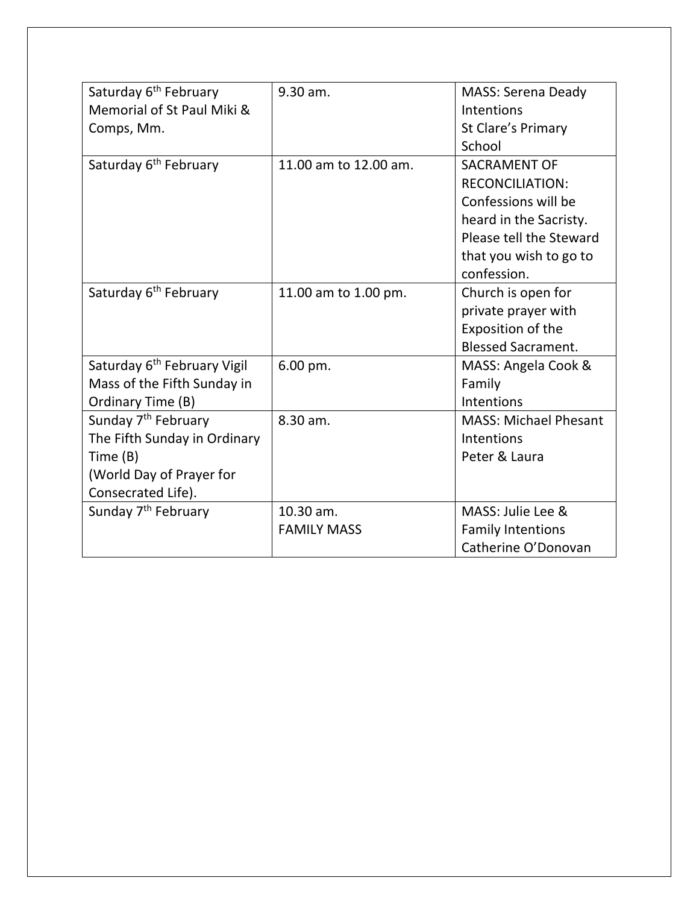| | | |
|---|---|---|
| Saturday 6th February Memorial of St Paul Miki & Comps, Mm. | 9.30 am. | MASS: Serena Deady Intentions St Clare's Primary School |
| Saturday 6th February | 11.00 am to 12.00 am. | SACRAMENT OF RECONCILIATION: Confessions will be heard in the Sacristy. Please tell the Steward that you wish to go to confession. |
| Saturday 6th February | 11.00 am to 1.00 pm. | Church is open for private prayer with Exposition of the Blessed Sacrament. |
| Saturday 6th February Vigil Mass of the Fifth Sunday in Ordinary Time (B) | 6.00 pm. | MASS: Angela Cook & Family Intentions |
| Sunday 7th February The Fifth Sunday in Ordinary Time (B) (World Day of Prayer for Consecrated Life). | 8.30 am. | MASS: Michael Phesant Intentions Peter & Laura |
| Sunday 7th February | 10.30 am. FAMILY MASS | MASS: Julie Lee & Family Intentions Catherine O'Donovan |